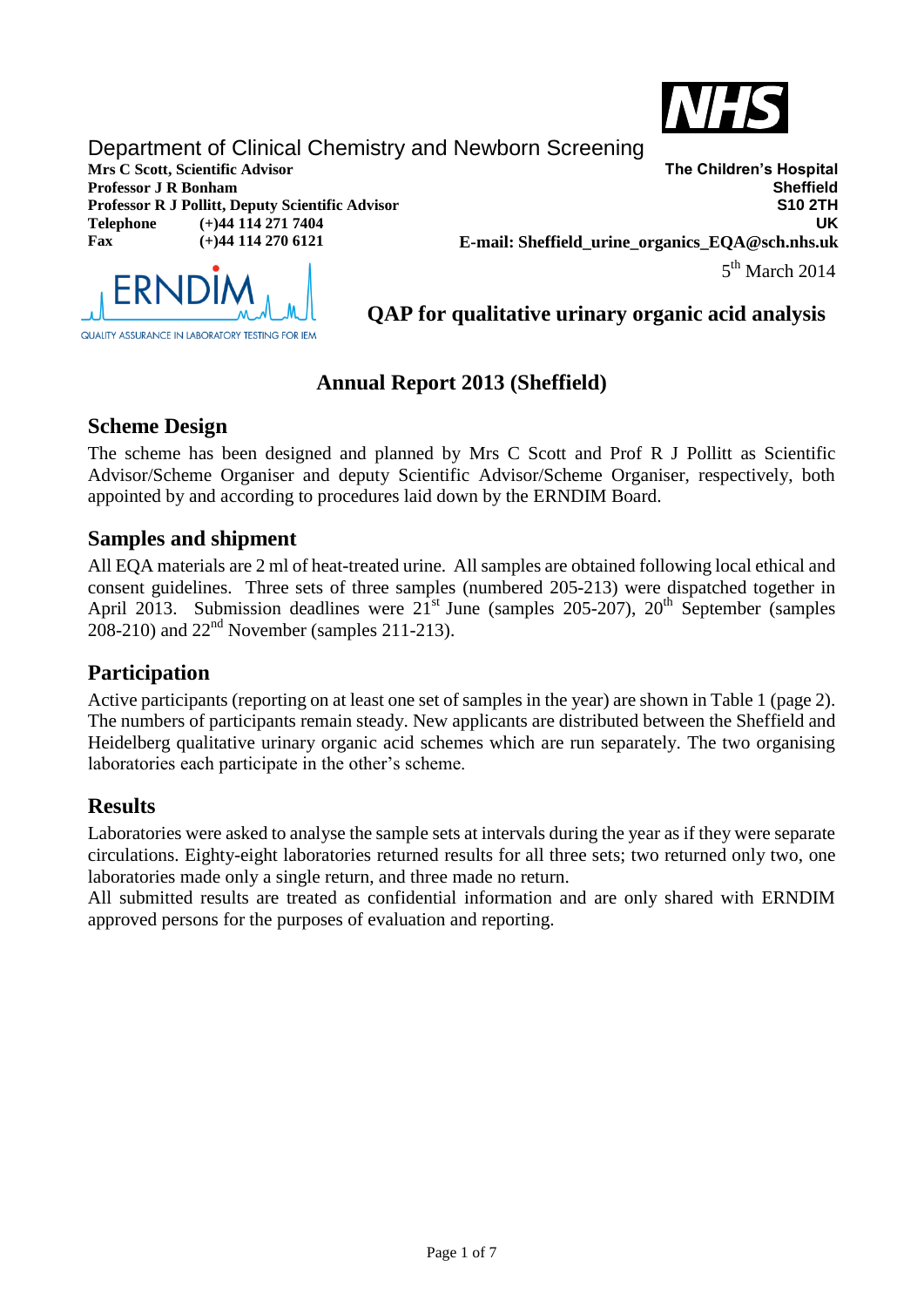Department of Clinical Chemistry and Newborn Screening

**Mrs C Scott, Scientific Advisor**
**Professor J R Bonham**
**Professor R J Pollitt, Deputy Scientific Advisor**
**Telephone (+)44 114 271 7404**
**Fax (+)44 114 270 6121**

**The Children's Hospital**
**Sheffield**
**S10 2TH**
**UK**
**E-mail: Sheffield_urine_organics_EQA@sch.nhs.uk**

5th March 2014

ERNDIM
QUALITY ASSURANCE IN LABORATORY TESTING FOR IEM

## QAP for qualitative urinary organic acid analysis

# Annual Report 2013 (Sheffield)

## Scheme Design

The scheme has been designed and planned by Mrs C Scott and Prof R J Pollitt as Scientific Advisor/Scheme Organiser and deputy Scientific Advisor/Scheme Organiser, respectively, both appointed by and according to procedures laid down by the ERNDIM Board.

## Samples and shipment

All EQA materials are 2 ml of heat-treated urine. All samples are obtained following local ethical and consent guidelines. Three sets of three samples (numbered 205-213) were dispatched together in April 2013. Submission deadlines were 21st June (samples 205-207), 20th September (samples 208-210) and 22nd November (samples 211-213).

## Participation

Active participants (reporting on at least one set of samples in the year) are shown in Table 1 (page 2). The numbers of participants remain steady. New applicants are distributed between the Sheffield and Heidelberg qualitative urinary organic acid schemes which are run separately. The two organising laboratories each participate in the other's scheme.

## Results

Laboratories were asked to analyse the sample sets at intervals during the year as if they were separate circulations. Eighty-eight laboratories returned results for all three sets; two returned only two, one laboratories made only a single return, and three made no return.

All submitted results are treated as confidential information and are only shared with ERNDIM approved persons for the purposes of evaluation and reporting.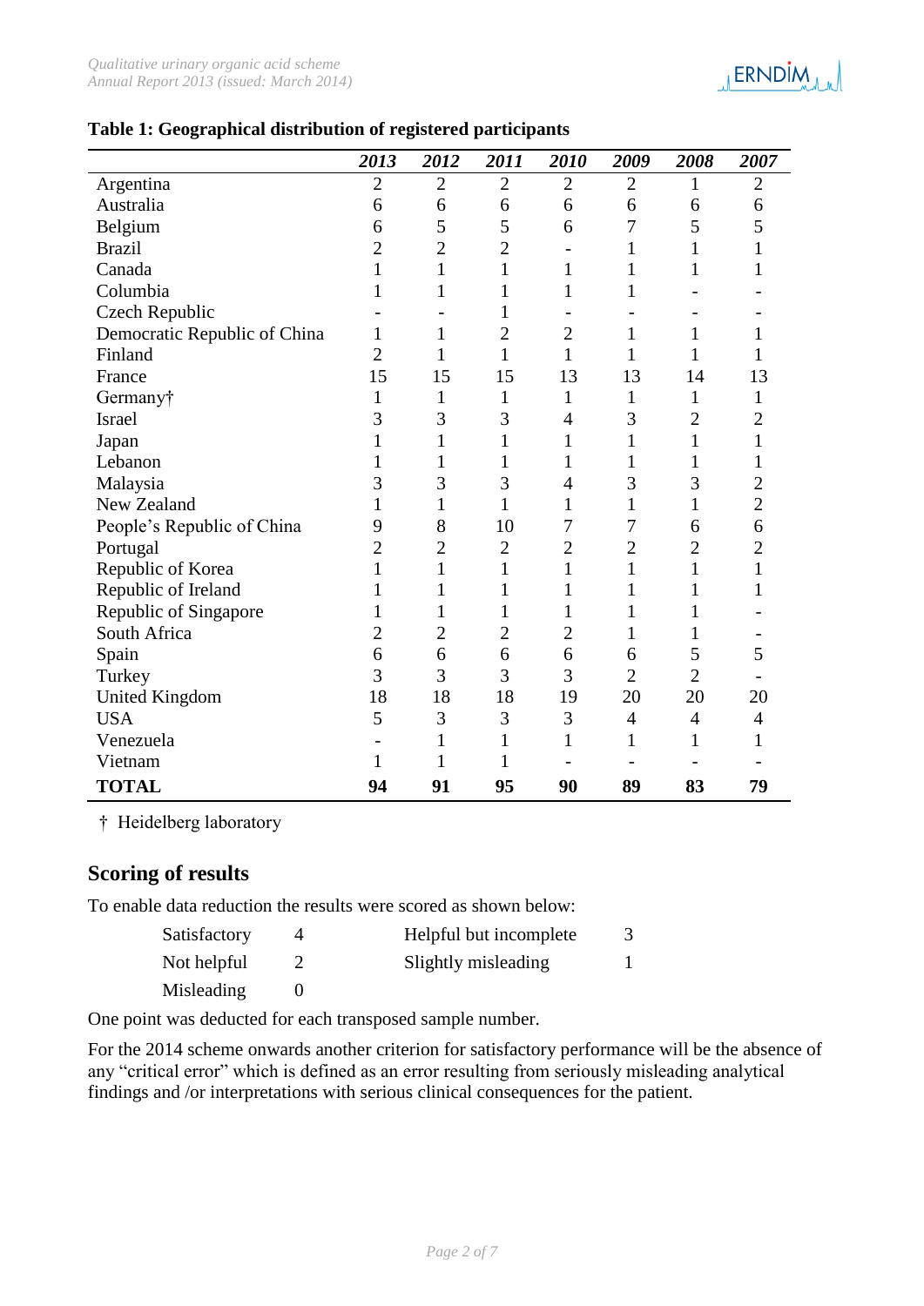**Table 1: Geographical distribution of registered participants**

| | 2013 | 2012 | 2011 | 2010 | 2009 | 2008 | 2007 |
|---|---|---|---|---|---|---|---|
| Argentina | 2 | 2 | 2 | 2 | 2 | 1 | 2 |
| Australia | 6 | 6 | 6 | 6 | 6 | 6 | 6 |
| Belgium | 6 | 5 | 5 | 6 | 7 | 5 | 5 |
| Brazil | 2 | 2 | 2 | - | 1 | 1 | 1 |
| Canada | 1 | 1 | 1 | 1 | 1 | 1 | 1 |
| Columbia | 1 | 1 | 1 | 1 | 1 | - | - |
| Czech Republic | - | - | 1 | - | - | - | - |
| Democratic Republic of China | 1 | 1 | 2 | 2 | 1 | 1 | 1 |
| Finland | 2 | 1 | 1 | 1 | 1 | 1 | 1 |
| France | 15 | 15 | 15 | 13 | 13 | 14 | 13 |
| Germany† | 1 | 1 | 1 | 1 | 1 | 1 | 1 |
| Israel | 3 | 3 | 3 | 4 | 3 | 2 | 2 |
| Japan | 1 | 1 | 1 | 1 | 1 | 1 | 1 |
| Lebanon | 1 | 1 | 1 | 1 | 1 | 1 | 1 |
| Malaysia | 3 | 3 | 3 | 4 | 3 | 3 | 2 |
| New Zealand | 1 | 1 | 1 | 1 | 1 | 1 | 2 |
| People's Republic of China | 9 | 8 | 10 | 7 | 7 | 6 | 6 |
| Portugal | 2 | 2 | 2 | 2 | 2 | 2 | 2 |
| Republic of Korea | 1 | 1 | 1 | 1 | 1 | 1 | 1 |
| Republic of Ireland | 1 | 1 | 1 | 1 | 1 | 1 | 1 |
| Republic of Singapore | 1 | 1 | 1 | 1 | 1 | 1 | - |
| South Africa | 2 | 2 | 2 | 2 | 1 | 1 | - |
| Spain | 6 | 6 | 6 | 6 | 6 | 5 | 5 |
| Turkey | 3 | 3 | 3 | 3 | 2 | 2 | - |
| United Kingdom | 18 | 18 | 18 | 19 | 20 | 20 | 20 |
| USA | 5 | 3 | 3 | 3 | 4 | 4 | 4 |
| Venezuela | - | 1 | 1 | 1 | 1 | 1 | 1 |
| Vietnam | 1 | 1 | 1 | - | - | - | - |
| **TOTAL** | **94** | **91** | **95** | **90** | **89** | **83** | **79** |

† Heidelberg laboratory

## Scoring of results

To enable data reduction the results were scored as shown below:

| | | | |
|---|---|---|---|
| Satisfactory | 4 | Helpful but incomplete | 3 |
| Not helpful | 2 | Slightly misleading | 1 |
| Misleading | 0 | | |

One point was deducted for each transposed sample number.

For the 2014 scheme onwards another criterion for satisfactory performance will be the absence of any "critical error" which is defined as an error resulting from seriously misleading analytical findings and /or interpretations with serious clinical consequences for the patient.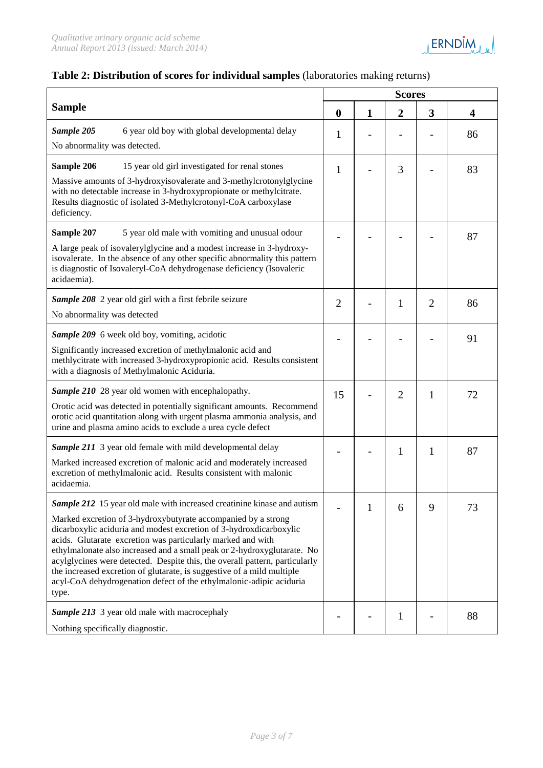## Table 2: Distribution of scores for individual samples (laboratories making returns)

| Sample | Scores | | | | |
|---|---|---|---|---|---|
| | **0** | **1** | **2** | **3** | **4** |
| ***Sample 205*** 6 year old boy with global developmental delay<br>No abnormality was detected. | 1 | - | - | - | 86 |
| **Sample 206** 15 year old girl investigated for renal stones<br>Massive amounts of 3-hydroxyisovalerate and 3-methylcrotonylglycine with no detectable increase in 3-hydroxypropionate or methylcitrate. Results diagnostic of isolated 3-Methylcrotonyl-CoA carboxylase deficiency. | 1 | - | 3 | - | 83 |
| **Sample 207** 5 year old male with vomiting and unusual odour<br>A large peak of isovalerylglycine and a modest increase in 3-hydroxy-isovalerate. In the absence of any other specific abnormality this pattern is diagnostic of Isovaleryl-CoA dehydrogenase deficiency (Isovaleric acidaemia). | - | - | - | - | 87 |
| ***Sample 208*** 2 year old girl with a first febrile seizure<br>No abnormality was detected | 2 | - | 1 | 2 | 86 |
| ***Sample 209*** 6 week old boy, vomiting, acidotic<br>Significantly increased excretion of methylmalonic acid and methlycitrate with increased 3-hydroxypropionic acid. Results consistent with a diagnosis of Methylmalonic Aciduria. | - | - | - | - | 91 |
| ***Sample 210*** 28 year old women with encephalopathy.<br>Orotic acid was detected in potentially significant amounts. Recommend orotic acid quantitation along with urgent plasma ammonia analysis, and urine and plasma amino acids to exclude a urea cycle defect | 15 | - | 2 | 1 | 72 |
| ***Sample 211*** 3 year old female with mild developmental delay<br>Marked increased excretion of malonic acid and moderately increased excretion of methylmalonic acid. Results consistent with malonic acidaemia. | - | - | 1 | 1 | 87 |
| ***Sample 212*** 15 year old male with increased creatinine kinase and autism<br>Marked excretion of 3-hydroxybutyrate accompanied by a strong dicarboxylic aciduria and modest excretion of 3-hydroxdicarboxylic acids. Glutarate excretion was particularly marked and with ethylmalonate also increased and a small peak or 2-hydroxyglutarate. No acylglycines were detected. Despite this, the overall pattern, particularly the increased excretion of glutarate, is suggestive of a mild multiple acyl-CoA dehydrogenation defect of the ethylmalonic-adipic aciduria type. | - | 1 | 6 | 9 | 73 |
| ***Sample 213*** 3 year old male with macrocephaly<br>Nothing specifically diagnostic. | - | - | 1 | - | 88 |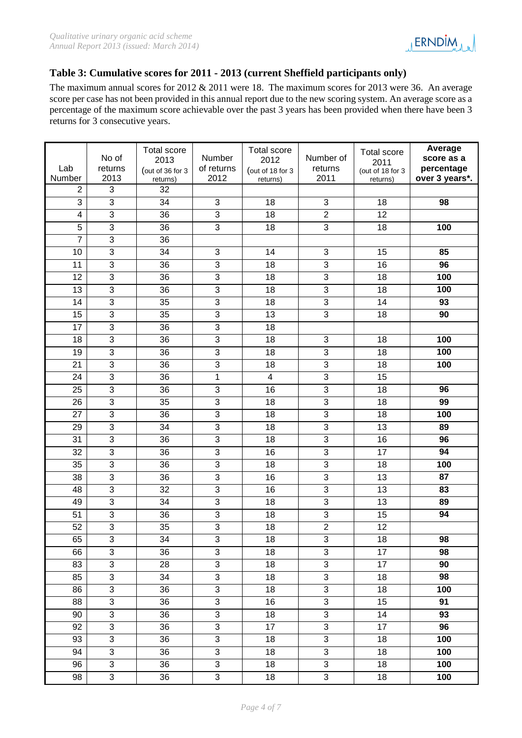### Table 3: Cumulative scores for 2011 - 2013 (current Sheffield participants only)

The maximum annual scores for 2012 & 2011 were 18. The maximum scores for 2013 were 36. An average score per case has not been provided in this annual report due to the new scoring system. An average score as a percentage of the maximum score achievable over the past 3 years has been provided when there have been 3 returns for 3 consecutive years.

| Lab Number | No of returns 2013 | Total score 2013 (out of 36 for 3 returns) | Number of returns 2012 | Total score 2012 (out of 18 for 3 returns) | Number of returns 2011 | Total score 2011 (out of 18 for 3 returns) | **Average score as a percentage over 3 years*.** |
|---|---|---|---|---|---|---|---|
| 2 | 3 | 32 | | | | | |
| 3 | 3 | 34 | 3 | 18 | 3 | 18 | **98** |
| 4 | 3 | 36 | 3 | 18 | 2 | 12 | |
| 5 | 3 | 36 | 3 | 18 | 3 | 18 | **100** |
| 7 | 3 | 36 | | | | | |
| 10 | 3 | 34 | 3 | 14 | 3 | 15 | **85** |
| 11 | 3 | 36 | 3 | 18 | 3 | 16 | **96** |
| 12 | 3 | 36 | 3 | 18 | 3 | 18 | **100** |
| 13 | 3 | 36 | 3 | 18 | 3 | 18 | **100** |
| 14 | 3 | 35 | 3 | 18 | 3 | 14 | **93** |
| 15 | 3 | 35 | 3 | 13 | 3 | 18 | **90** |
| 17 | 3 | 36 | 3 | 18 | | | |
| 18 | 3 | 36 | 3 | 18 | 3 | 18 | **100** |
| 19 | 3 | 36 | 3 | 18 | 3 | 18 | **100** |
| 21 | 3 | 36 | 3 | 18 | 3 | 18 | **100** |
| 24 | 3 | 36 | 1 | 4 | 3 | 15 | |
| 25 | 3 | 36 | 3 | 16 | 3 | 18 | **96** |
| 26 | 3 | 35 | 3 | 18 | 3 | 18 | **99** |
| 27 | 3 | 36 | 3 | 18 | 3 | 18 | **100** |
| 29 | 3 | 34 | 3 | 18 | 3 | 13 | **89** |
| 31 | 3 | 36 | 3 | 18 | 3 | 16 | **96** |
| 32 | 3 | 36 | 3 | 16 | 3 | 17 | **94** |
| 35 | 3 | 36 | 3 | 18 | 3 | 18 | **100** |
| 38 | 3 | 36 | 3 | 16 | 3 | 13 | **87** |
| 48 | 3 | 32 | 3 | 16 | 3 | 13 | **83** |
| 49 | 3 | 34 | 3 | 18 | 3 | 13 | **89** |
| 51 | 3 | 36 | 3 | 18 | 3 | 15 | **94** |
| 52 | 3 | 35 | 3 | 18 | 2 | 12 | |
| 65 | 3 | 34 | 3 | 18 | 3 | 18 | **98** |
| 66 | 3 | 36 | 3 | 18 | 3 | 17 | **98** |
| 83 | 3 | 28 | 3 | 18 | 3 | 17 | **90** |
| 85 | 3 | 34 | 3 | 18 | 3 | 18 | **98** |
| 86 | 3 | 36 | 3 | 18 | 3 | 18 | **100** |
| 88 | 3 | 36 | 3 | 16 | 3 | 15 | **91** |
| 90 | 3 | 36 | 3 | 18 | 3 | 14 | **93** |
| 92 | 3 | 36 | 3 | 17 | 3 | 17 | **96** |
| 93 | 3 | 36 | 3 | 18 | 3 | 18 | **100** |
| 94 | 3 | 36 | 3 | 18 | 3 | 18 | **100** |
| 96 | 3 | 36 | 3 | 18 | 3 | 18 | **100** |
| 98 | 3 | 36 | 3 | 18 | 3 | 18 | **100** |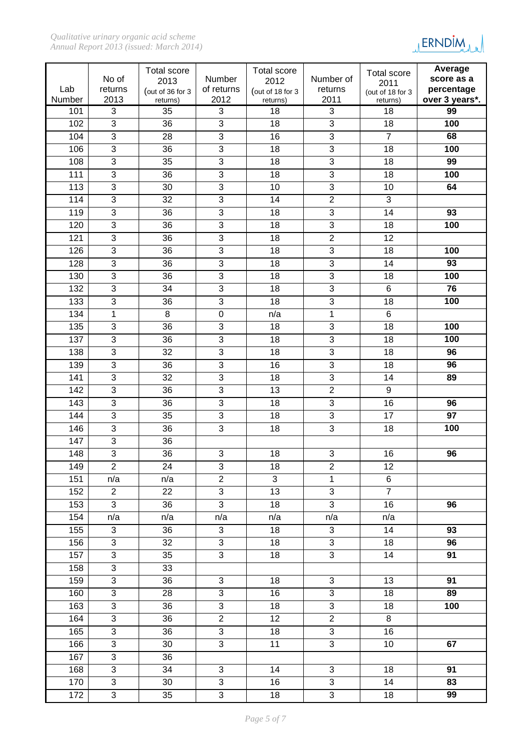| Lab Number | No of returns 2013 | Total score 2013 (out of 36 for 3 returns) | Number of returns 2012 | Total score 2012 (out of 18 for 3 returns) | Number of returns 2011 | Total score 2011 (out of 18 for 3 returns) | Average score as a percentage over 3 years*. |
|---|---|---|---|---|---|---|---|
| 101 | 3 | 35 | 3 | 18 | 3 | 18 | **99** |
| 102 | 3 | 36 | 3 | 18 | 3 | 18 | **100** |
| 104 | 3 | 28 | 3 | 16 | 3 | 7 | **68** |
| 106 | 3 | 36 | 3 | 18 | 3 | 18 | **100** |
| 108 | 3 | 35 | 3 | 18 | 3 | 18 | **99** |
| 111 | 3 | 36 | 3 | 18 | 3 | 18 | **100** |
| 113 | 3 | 30 | 3 | 10 | 3 | 10 | **64** |
| 114 | 3 | 32 | 3 | 14 | 2 | 3 | |
| 119 | 3 | 36 | 3 | 18 | 3 | 14 | **93** |
| 120 | 3 | 36 | 3 | 18 | 3 | 18 | **100** |
| 121 | 3 | 36 | 3 | 18 | 2 | 12 | |
| 126 | 3 | 36 | 3 | 18 | 3 | 18 | **100** |
| 128 | 3 | 36 | 3 | 18 | 3 | 14 | **93** |
| 130 | 3 | 36 | 3 | 18 | 3 | 18 | **100** |
| 132 | 3 | 34 | 3 | 18 | 3 | 6 | **76** |
| 133 | 3 | 36 | 3 | 18 | 3 | 18 | **100** |
| 134 | 1 | 8 | 0 | n/a | 1 | 6 | |
| 135 | 3 | 36 | 3 | 18 | 3 | 18 | **100** |
| 137 | 3 | 36 | 3 | 18 | 3 | 18 | **100** |
| 138 | 3 | 32 | 3 | 18 | 3 | 18 | **96** |
| 139 | 3 | 36 | 3 | 16 | 3 | 18 | **96** |
| 141 | 3 | 32 | 3 | 18 | 3 | 14 | **89** |
| 142 | 3 | 36 | 3 | 13 | 2 | 9 | |
| 143 | 3 | 36 | 3 | 18 | 3 | 16 | **96** |
| 144 | 3 | 35 | 3 | 18 | 3 | 17 | **97** |
| 146 | 3 | 36 | 3 | 18 | 3 | 18 | **100** |
| 147 | 3 | 36 | | | | | |
| 148 | 3 | 36 | 3 | 18 | 3 | 16 | **96** |
| 149 | 2 | 24 | 3 | 18 | 2 | 12 | |
| 151 | n/a | n/a | 2 | 3 | 1 | 6 | |
| 152 | 2 | 22 | 3 | 13 | 3 | 7 | |
| 153 | 3 | 36 | 3 | 18 | 3 | 16 | **96** |
| 154 | n/a | n/a | n/a | n/a | n/a | n/a | |
| 155 | 3 | 36 | 3 | 18 | 3 | 14 | **93** |
| 156 | 3 | 32 | 3 | 18 | 3 | 18 | **96** |
| 157 | 3 | 35 | 3 | 18 | 3 | 14 | **91** |
| 158 | 3 | 33 | | | | | |
| 159 | 3 | 36 | 3 | 18 | 3 | 13 | **91** |
| 160 | 3 | 28 | 3 | 16 | 3 | 18 | **89** |
| 163 | 3 | 36 | 3 | 18 | 3 | 18 | **100** |
| 164 | 3 | 36 | 2 | 12 | 2 | 8 | |
| 165 | 3 | 36 | 3 | 18 | 3 | 16 | |
| 166 | 3 | 30 | 3 | 11 | 3 | 10 | **67** |
| 167 | 3 | 36 | | | | | |
| 168 | 3 | 34 | 3 | 14 | 3 | 18 | **91** |
| 170 | 3 | 30 | 3 | 16 | 3 | 14 | **83** |
| 172 | 3 | 35 | 3 | 18 | 3 | 18 | **99** |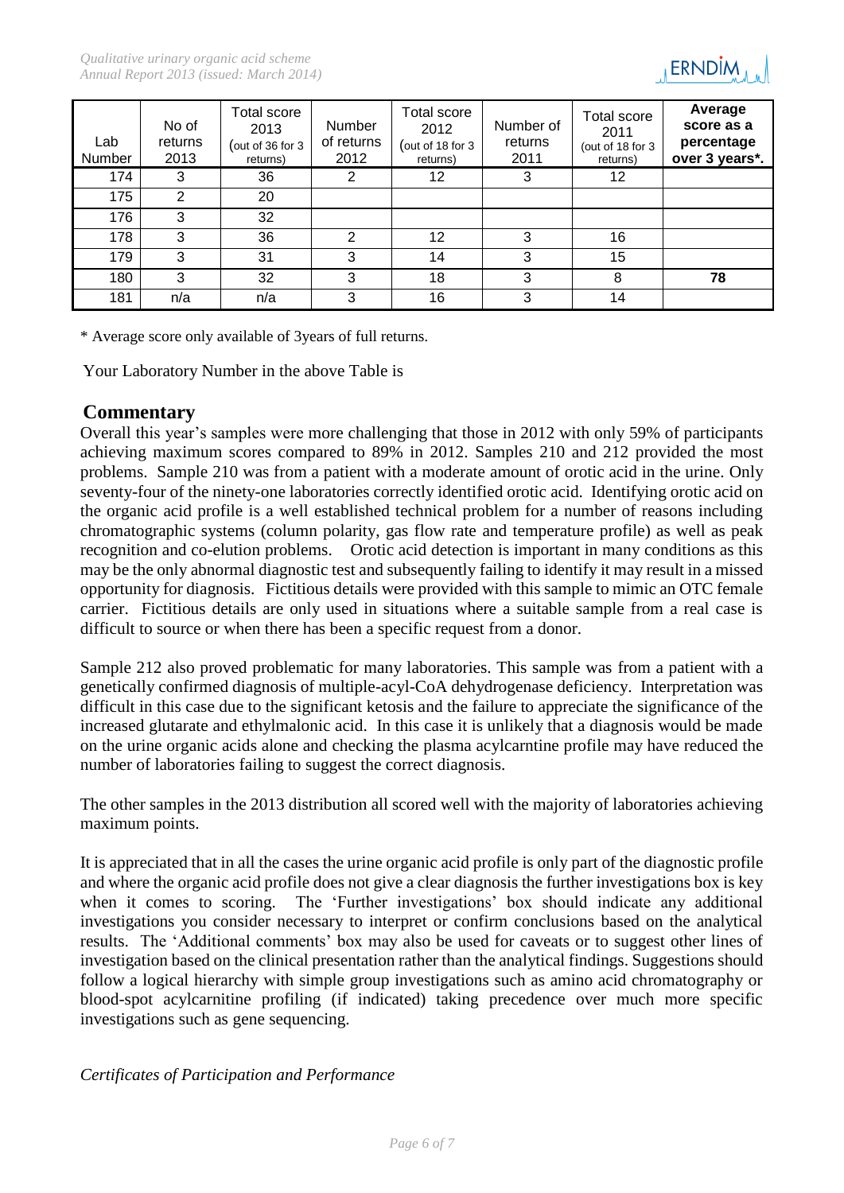| Lab Number | No of returns 2013 | Total score 2013 (out of 36 for 3 returns) | Number of returns 2012 | Total score 2012 (out of 18 for 3 returns) | Number of returns 2011 | Total score 2011 (out of 18 for 3 returns) | **Average score as a percentage over 3 years*.** |
|---|---|---|---|---|---|---|---|
| 174 | 3 | 36 | 2 | 12 | 3 | 12 | |
| 175 | 2 | 20 | | | | | |
| 176 | 3 | 32 | | | | | |
| 178 | 3 | 36 | 2 | 12 | 3 | 16 | |
| 179 | 3 | 31 | 3 | 14 | 3 | 15 | |
| 180 | 3 | 32 | 3 | 18 | 3 | 8 | **78** |
| 181 | n/a | n/a | 3 | 16 | 3 | 14 | |

* Average score only available of 3years of full returns.

Your Laboratory Number in the above Table is

## Commentary

Overall this year's samples were more challenging that those in 2012 with only 59% of participants achieving maximum scores compared to 89% in 2012. Samples 210 and 212 provided the most problems. Sample 210 was from a patient with a moderate amount of orotic acid in the urine. Only seventy-four of the ninety-one laboratories correctly identified orotic acid. Identifying orotic acid on the organic acid profile is a well established technical problem for a number of reasons including chromatographic systems (column polarity, gas flow rate and temperature profile) as well as peak recognition and co-elution problems. Orotic acid detection is important in many conditions as this may be the only abnormal diagnostic test and subsequently failing to identify it may result in a missed opportunity for diagnosis. Fictitious details were provided with this sample to mimic an OTC female carrier. Fictitious details are only used in situations where a suitable sample from a real case is difficult to source or when there has been a specific request from a donor.

Sample 212 also proved problematic for many laboratories. This sample was from a patient with a genetically confirmed diagnosis of multiple-acyl-CoA dehydrogenase deficiency. Interpretation was difficult in this case due to the significant ketosis and the failure to appreciate the significance of the increased glutarate and ethylmalonic acid. In this case it is unlikely that a diagnosis would be made on the urine organic acids alone and checking the plasma acylcarntine profile may have reduced the number of laboratories failing to suggest the correct diagnosis.

The other samples in the 2013 distribution all scored well with the majority of laboratories achieving maximum points.

It is appreciated that in all the cases the urine organic acid profile is only part of the diagnostic profile and where the organic acid profile does not give a clear diagnosis the further investigations box is key when it comes to scoring. The 'Further investigations' box should indicate any additional investigations you consider necessary to interpret or confirm conclusions based on the analytical results. The 'Additional comments' box may also be used for caveats or to suggest other lines of investigation based on the clinical presentation rather than the analytical findings. Suggestions should follow a logical hierarchy with simple group investigations such as amino acid chromatography or blood-spot acylcarnitine profiling (if indicated) taking precedence over much more specific investigations such as gene sequencing.

*Certificates of Participation and Performance*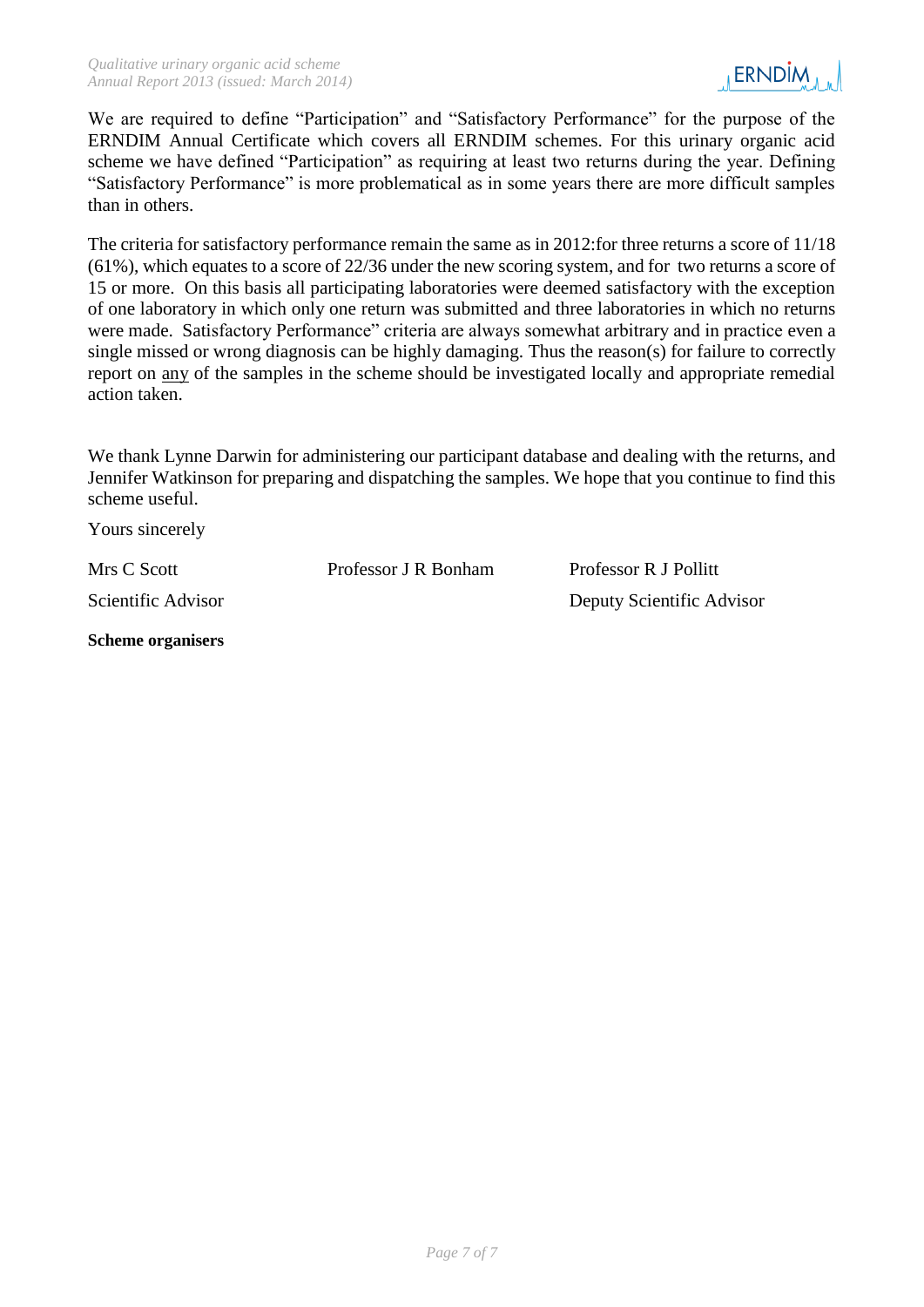We are required to define “Participation” and “Satisfactory Performance” for the purpose of the ERNDIM Annual Certificate which covers all ERNDIM schemes. For this urinary organic acid scheme we have defined “Participation” as requiring at least two returns during the year. Defining “Satisfactory Performance” is more problematical as in some years there are more difficult samples than in others.

The criteria for satisfactory performance remain the same as in 2012:for three returns a score of 11/18 (61%), which equates to a score of 22/36 under the new scoring system, and for two returns a score of 15 or more. On this basis all participating laboratories were deemed satisfactory with the exception of one laboratory in which only one return was submitted and three laboratories in which no returns were made. Satisfactory Performance” criteria are always somewhat arbitrary and in practice even a single missed or wrong diagnosis can be highly damaging. Thus the reason(s) for failure to correctly report on any of the samples in the scheme should be investigated locally and appropriate remedial action taken.

We thank Lynne Darwin for administering our participant database and dealing with the returns, and Jennifer Watkinson for preparing and dispatching the samples. We hope that you continue to find this scheme useful.

Yours sincerely

| | | |
|---|---|---|
| Mrs C Scott | Professor J R Bonham | Professor R J Pollitt |
| Scientific Advisor | | Deputy Scientific Advisor |

**Scheme organisers**